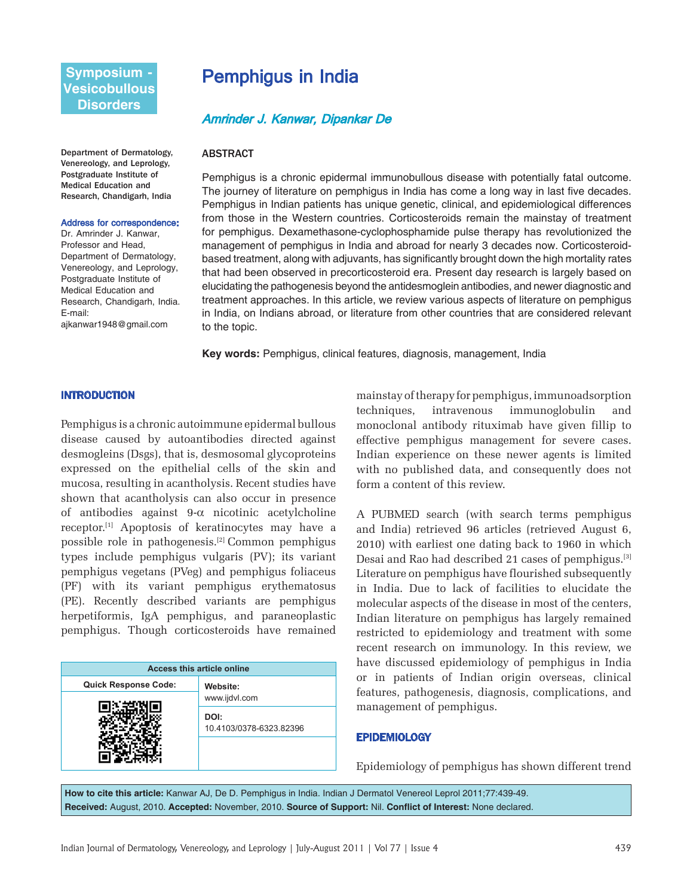Symposium - Vesicobullous Disorders

# Pemphigus in India

*Amrinder J. Kanwar, Dipankar De*

Department of Dermatology, Venereology, and Leprology, Postgraduate Institute of Medical Education and Research, Chandigarh, India

**Address for correspondence:**
Dr. Amrinder J. Kanwar, Professor and Head, Department of Dermatology, Venereology, and Leprology, Postgraduate Institute of Medical Education and Research, Chandigarh, India.
E-mail: ajkanwar1948@gmail.com

## ABSTRACT

Pemphigus is a chronic epidermal immunobullous disease with potentially fatal outcome. The journey of literature on pemphigus in India has come a long way in last five decades. Pemphigus in Indian patients has unique genetic, clinical, and epidemiological differences from those in the Western countries. Corticosteroids remain the mainstay of treatment for pemphigus. Dexamethasone-cyclophosphamide pulse therapy has revolutionized the management of pemphigus in India and abroad for nearly 3 decades now. Corticosteroid-based treatment, along with adjuvants, has significantly brought down the high mortality rates that had been observed in precorticosteroid era. Present day research is largely based on elucidating the pathogenesis beyond the antidesmoglein antibodies, and newer diagnostic and treatment approaches. In this article, we review various aspects of literature on pemphigus in India, on Indians abroad, or literature from other countries that are considered relevant to the topic.

**Key words:** Pemphigus, clinical features, diagnosis, management, India

## INTRODUCTION

Pemphigus is a chronic autoimmune epidermal bullous disease caused by autoantibodies directed against desmogleins (Dsgs), that is, desmosomal glycoproteins expressed on the epithelial cells of the skin and mucosa, resulting in acantholysis. Recent studies have shown that acantholysis can also occur in presence of antibodies against 9-α nicotinic acetylcholine receptor.[1] Apoptosis of keratinocytes may have a possible role in pathogenesis.[2] Common pemphigus types include pemphigus vulgaris (PV); its variant pemphigus vegetans (PVeg) and pemphigus foliaceus (PF) with its variant pemphigus erythematosus (PE). Recently described variants are pemphigus herpetiformis, IgA pemphigus, and paraneoplastic pemphigus. Though corticosteroids have remained mainstay of therapy for pemphigus, immunoadsorption techniques, intravenous immunoglobulin and monoclonal antibody rituximab have given fillip to effective pemphigus management for severe cases. Indian experience on these newer agents is limited with no published data, and consequently does not form a content of this review.

A PUBMED search (with search terms pemphigus and India) retrieved 96 articles (retrieved August 6, 2010) with earliest one dating back to 1960 in which Desai and Rao had described 21 cases of pemphigus.[3] Literature on pemphigus have flourished subsequently in India. Due to lack of facilities to elucidate the molecular aspects of the disease in most of the centers, Indian literature on pemphigus has largely remained restricted to epidemiology and treatment with some recent research on immunology. In this review, we have discussed epidemiology of pemphigus in India or in patients of Indian origin overseas, clinical features, pathogenesis, diagnosis, complications, and management of pemphigus.

| Access this article online | |
|---|---|
| Quick Response Code: | Website: www.ijdvl.com |
| | DOI: 10.4103/0378-6323.82396 |

## EPIDEMIOLOGY

Epidemiology of pemphigus has shown different trend

**How to cite this article:** Kanwar AJ, De D. Pemphigus in India. Indian J Dermatol Venereol Leprol 2011;77:439-49.
**Received:** August, 2010. **Accepted:** November, 2010. **Source of Support:** Nil. **Conflict of Interest:** None declared.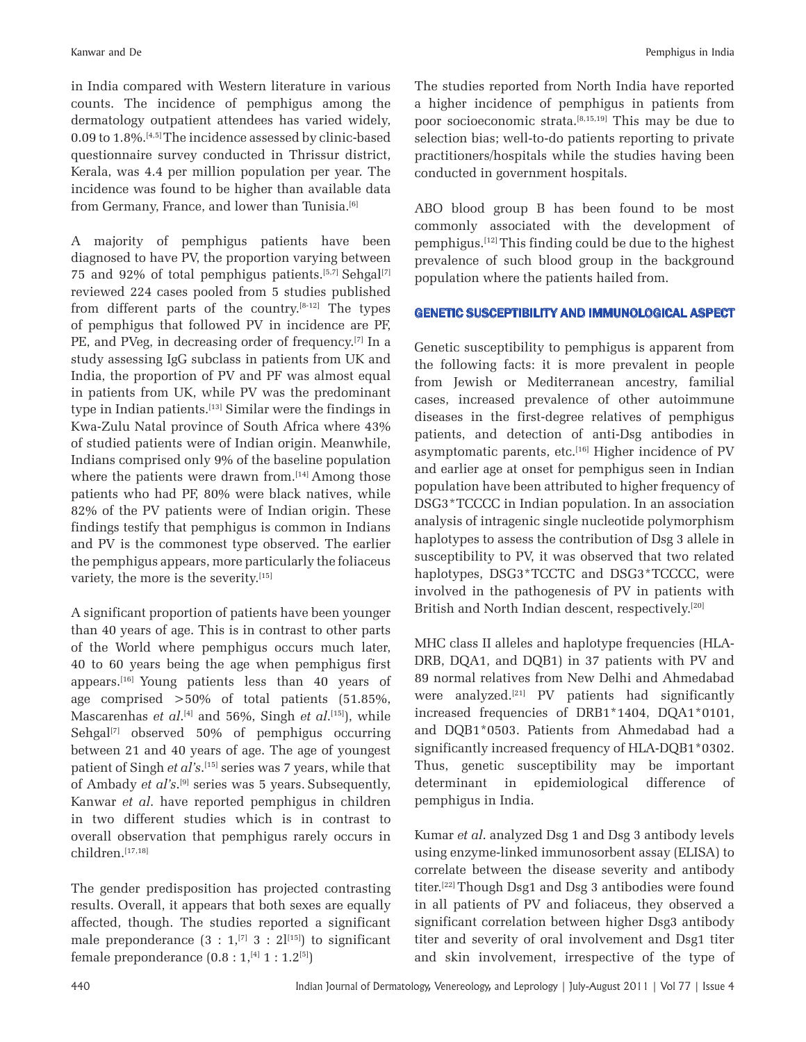in India compared with Western literature in various counts. The incidence of pemphigus among the dermatology outpatient attendees has varied widely, 0.09 to 1.8%.[4,5] The incidence assessed by clinic-based questionnaire survey conducted in Thrissur district, Kerala, was 4.4 per million population per year. The incidence was found to be higher than available data from Germany, France, and lower than Tunisia.[6]

A majority of pemphigus patients have been diagnosed to have PV, the proportion varying between 75 and 92% of total pemphigus patients.[5,7] Sehgal[7] reviewed 224 cases pooled from 5 studies published from different parts of the country.[8-12] The types of pemphigus that followed PV in incidence are PF, PE, and PVeg, in decreasing order of frequency.[7] In a study assessing IgG subclass in patients from UK and India, the proportion of PV and PF was almost equal in patients from UK, while PV was the predominant type in Indian patients.[13] Similar were the findings in Kwa-Zulu Natal province of South Africa where 43% of studied patients were of Indian origin. Meanwhile, Indians comprised only 9% of the baseline population where the patients were drawn from.[14] Among those patients who had PF, 80% were black natives, while 82% of the PV patients were of Indian origin. These findings testify that pemphigus is common in Indians and PV is the commonest type observed. The earlier the pemphigus appears, more particularly the foliaceus variety, the more is the severity.[15]

A significant proportion of patients have been younger than 40 years of age. This is in contrast to other parts of the World where pemphigus occurs much later, 40 to 60 years being the age when pemphigus first appears.[16] Young patients less than 40 years of age comprised >50% of total patients (51.85%, Mascarenhas *et al*.[4] and 56%, Singh *et al*.[15]), while Sehgal[7] observed 50% of pemphigus occurring between 21 and 40 years of age. The age of youngest patient of Singh *et al's*.[15] series was 7 years, while that of Ambady *et al's*.[9] series was 5 years. Subsequently, Kanwar *et al*. have reported pemphigus in children in two different studies which is in contrast to overall observation that pemphigus rarely occurs in children.[17,18]

The gender predisposition has projected contrasting results. Overall, it appears that both sexes are equally affected, though. The studies reported a significant male preponderance (3 : 1,[7] 3 : 2[15]) to significant female preponderance (0.8 : 1,[4] 1 : 1.2[5])

The studies reported from North India have reported a higher incidence of pemphigus in patients from poor socioeconomic strata.[8,15,19] This may be due to selection bias; well-to-do patients reporting to private practitioners/hospitals while the studies having been conducted in government hospitals.

ABO blood group B has been found to be most commonly associated with the development of pemphigus.[12] This finding could be due to the highest prevalence of such blood group in the background population where the patients hailed from.

## GENETIC SUSCEPTIBILITY AND IMMUNOLOGICAL ASPECT

Genetic susceptibility to pemphigus is apparent from the following facts: it is more prevalent in people from Jewish or Mediterranean ancestry, familial cases, increased prevalence of other autoimmune diseases in the first-degree relatives of pemphigus patients, and detection of anti-Dsg antibodies in asymptomatic parents, etc.[16] Higher incidence of PV and earlier age at onset for pemphigus seen in Indian population have been attributed to higher frequency of DSG3*TCCCC in Indian population. In an association analysis of intragenic single nucleotide polymorphism haplotypes to assess the contribution of Dsg 3 allele in susceptibility to PV, it was observed that two related haplotypes, DSG3*TCCTC and DSG3*TCCCC, were involved in the pathogenesis of PV in patients with British and North Indian descent, respectively.[20]

MHC class II alleles and haplotype frequencies (HLA-DRB, DQA1, and DQB1) in 37 patients with PV and 89 normal relatives from New Delhi and Ahmedabad were analyzed.[21] PV patients had significantly increased frequencies of DRB1*1404, DQA1*0101, and DQB1*0503. Patients from Ahmedabad had a significantly increased frequency of HLA-DQB1*0302. Thus, genetic susceptibility may be important determinant in epidemiological difference of pemphigus in India.

Kumar *et al*. analyzed Dsg 1 and Dsg 3 antibody levels using enzyme-linked immunosorbent assay (ELISA) to correlate between the disease severity and antibody titer.[22] Though Dsg1 and Dsg 3 antibodies were found in all patients of PV and foliaceus, they observed a significant correlation between higher Dsg3 antibody titer and severity of oral involvement and Dsg1 titer and skin involvement, irrespective of the type of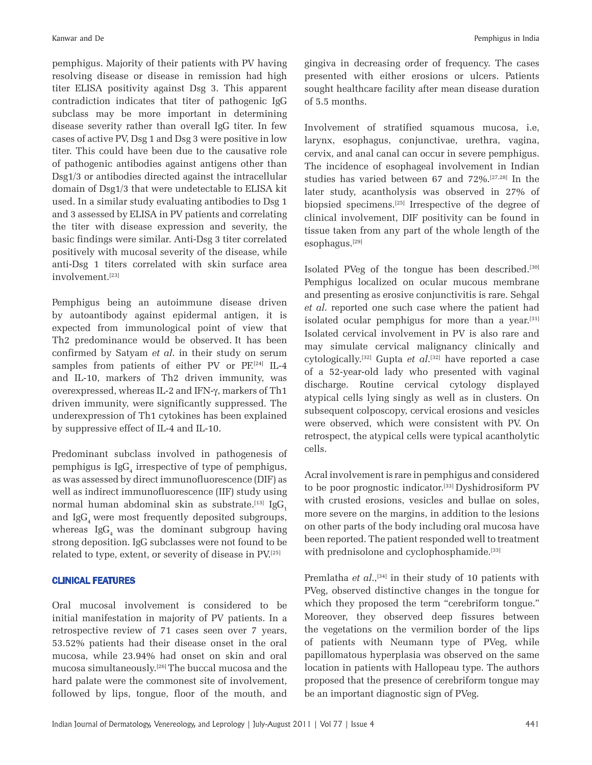pemphigus. Majority of their patients with PV having resolving disease or disease in remission had high titer ELISA positivity against Dsg 3. This apparent contradiction indicates that titer of pathogenic IgG subclass may be more important in determining disease severity rather than overall IgG titer. In few cases of active PV, Dsg 1 and Dsg 3 were positive in low titer. This could have been due to the causative role of pathogenic antibodies against antigens other than Dsg1/3 or antibodies directed against the intracellular domain of Dsg1/3 that were undetectable to ELISA kit used. In a similar study evaluating antibodies to Dsg 1 and 3 assessed by ELISA in PV patients and correlating the titer with disease expression and severity, the basic findings were similar. Anti-Dsg 3 titer correlated positively with mucosal severity of the disease, while anti-Dsg 1 titers correlated with skin surface area involvement.[23]

Pemphigus being an autoimmune disease driven by autoantibody against epidermal antigen, it is expected from immunological point of view that Th2 predominance would be observed. It has been confirmed by Satyam *et al*. in their study on serum samples from patients of either PV or PF.[24] IL-4 and IL-10, markers of Th2 driven immunity, was overexpressed, whereas IL-2 and IFN-γ, markers of Th1 driven immunity, were significantly suppressed. The underexpression of Th1 cytokines has been explained by suppressive effect of IL-4 and IL-10.

Predominant subclass involved in pathogenesis of pemphigus is $IgG_4$ irrespective of type of pemphigus, as was assessed by direct immunofluorescence (DIF) as well as indirect immunofluorescence (IIF) study using normal human abdominal skin as substrate.[13] $IgG_1$ and $IgG_4$ were most frequently deposited subgroups, whereas $IgG_4$ was the dominant subgroup having strong deposition. IgG subclasses were not found to be related to type, extent, or severity of disease in PV.[25]

## CLINICAL FEATURES

Oral mucosal involvement is considered to be initial manifestation in majority of PV patients. In a retrospective review of 71 cases seen over 7 years, 53.52% patients had their disease onset in the oral mucosa, while 23.94% had onset on skin and oral mucosa simultaneously.[26] The buccal mucosa and the hard palate were the commonest site of involvement, followed by lips, tongue, floor of the mouth, and gingiva in decreasing order of frequency. The cases presented with either erosions or ulcers. Patients sought healthcare facility after mean disease duration of 5.5 months.

Involvement of stratified squamous mucosa, i.e, larynx, esophagus, conjunctivae, urethra, vagina, cervix, and anal canal can occur in severe pemphigus. The incidence of esophageal involvement in Indian studies has varied between 67 and 72%.[27,28] In the later study, acantholysis was observed in 27% of biopsied specimens.[25] Irrespective of the degree of clinical involvement, DIF positivity can be found in tissue taken from any part of the whole length of the esophagus.[29]

Isolated PVeg of the tongue has been described.[30] Pemphigus localized on ocular mucous membrane and presenting as erosive conjunctivitis is rare. Sehgal *et al*. reported one such case where the patient had isolated ocular pemphigus for more than a year.[31] Isolated cervical involvement in PV is also rare and may simulate cervical malignancy clinically and cytologically.[32] Gupta *et al*.[32] have reported a case of a 52-year-old lady who presented with vaginal discharge. Routine cervical cytology displayed atypical cells lying singly as well as in clusters. On subsequent colposcopy, cervical erosions and vesicles were observed, which were consistent with PV. On retrospect, the atypical cells were typical acantholytic cells.

Acral involvement is rare in pemphigus and considered to be poor prognostic indicator.[33] Dyshidrosiform PV with crusted erosions, vesicles and bullae on soles, more severe on the margins, in addition to the lesions on other parts of the body including oral mucosa have been reported. The patient responded well to treatment with prednisolone and cyclophosphamide.[33]

Premlatha *et al*.,[34] in their study of 10 patients with PVeg, observed distinctive changes in the tongue for which they proposed the term "cerebriform tongue." Moreover, they observed deep fissures between the vegetations on the vermilion border of the lips of patients with Neumann type of PVeg, while papillomatous hyperplasia was observed on the same location in patients with Hallopeau type. The authors proposed that the presence of cerebriform tongue may be an important diagnostic sign of PVeg.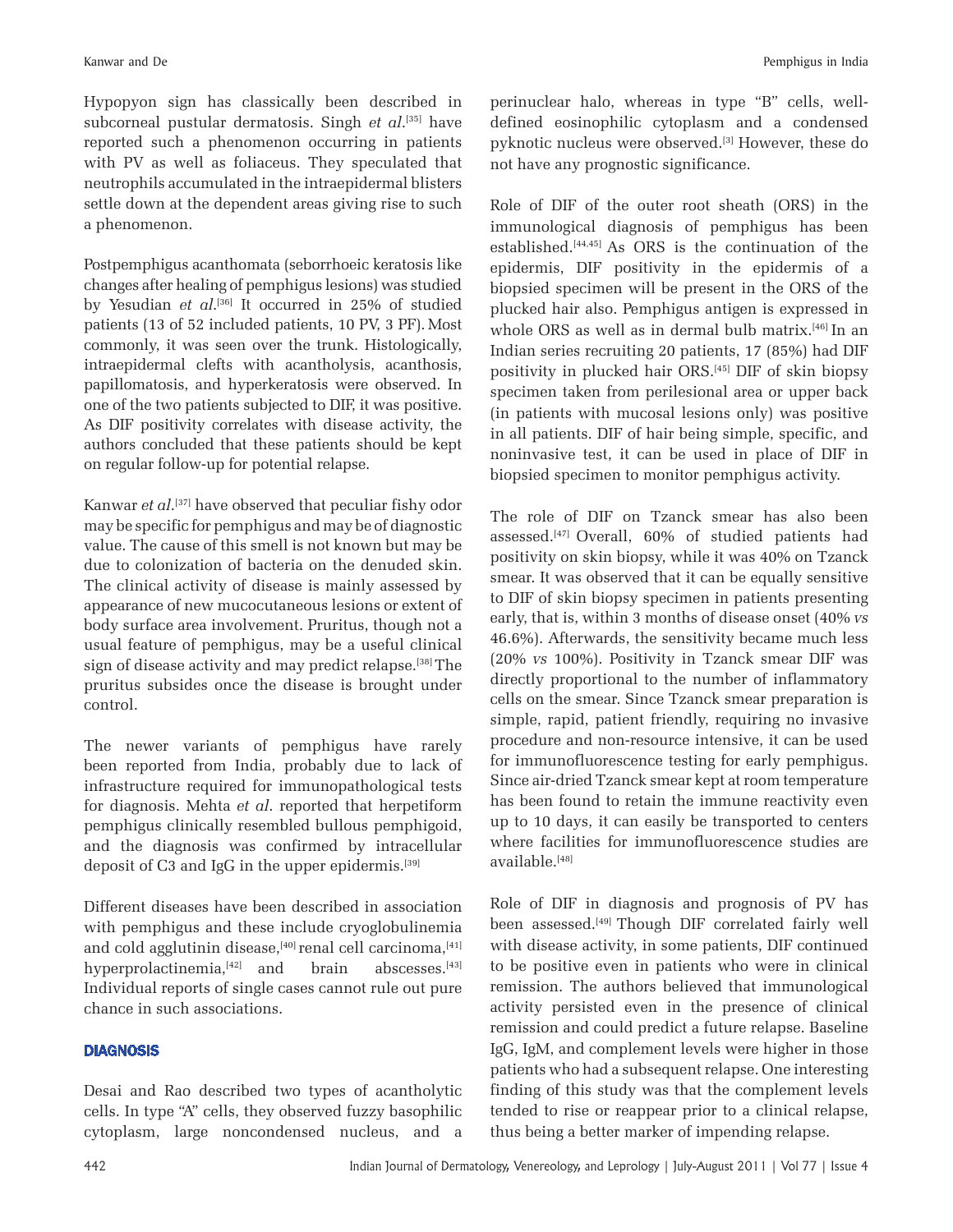Hypopyon sign has classically been described in subcorneal pustular dermatosis. Singh *et al*.[35] have reported such a phenomenon occurring in patients with PV as well as foliaceus. They speculated that neutrophils accumulated in the intraepidermal blisters settle down at the dependent areas giving rise to such a phenomenon.

Postpemphigus acanthomata (seborrhoeic keratosis like changes after healing of pemphigus lesions) was studied by Yesudian *et al*.[36] It occurred in 25% of studied patients (13 of 52 included patients, 10 PV, 3 PF). Most commonly, it was seen over the trunk. Histologically, intraepidermal clefts with acantholysis, acanthosis, papillomatosis, and hyperkeratosis were observed. In one of the two patients subjected to DIF, it was positive. As DIF positivity correlates with disease activity, the authors concluded that these patients should be kept on regular follow-up for potential relapse.

Kanwar *et al*.[37] have observed that peculiar fishy odor may be specific for pemphigus and may be of diagnostic value. The cause of this smell is not known but may be due to colonization of bacteria on the denuded skin. The clinical activity of disease is mainly assessed by appearance of new mucocutaneous lesions or extent of body surface area involvement. Pruritus, though not a usual feature of pemphigus, may be a useful clinical sign of disease activity and may predict relapse.[38] The pruritus subsides once the disease is brought under control.

The newer variants of pemphigus have rarely been reported from India, probably due to lack of infrastructure required for immunopathological tests for diagnosis. Mehta *et al*. reported that herpetiform pemphigus clinically resembled bullous pemphigoid, and the diagnosis was confirmed by intracellular deposit of C3 and IgG in the upper epidermis.[39]

Different diseases have been described in association with pemphigus and these include cryoglobulinemia and cold agglutinin disease,[40] renal cell carcinoma,[41] hyperprolactinemia,[42] and brain abscesses.[43] Individual reports of single cases cannot rule out pure chance in such associations.

## DIAGNOSIS

Desai and Rao described two types of acantholytic cells. In type "A" cells, they observed fuzzy basophilic cytoplasm, large noncondensed nucleus, and a perinuclear halo, whereas in type "B" cells, well-defined eosinophilic cytoplasm and a condensed pyknotic nucleus were observed.[3] However, these do not have any prognostic significance.

Role of DIF of the outer root sheath (ORS) in the immunological diagnosis of pemphigus has been established.[44,45] As ORS is the continuation of the epidermis, DIF positivity in the epidermis of a biopsied specimen will be present in the ORS of the plucked hair also. Pemphigus antigen is expressed in whole ORS as well as in dermal bulb matrix.[46] In an Indian series recruiting 20 patients, 17 (85%) had DIF positivity in plucked hair ORS.[45] DIF of skin biopsy specimen taken from perilesional area or upper back (in patients with mucosal lesions only) was positive in all patients. DIF of hair being simple, specific, and noninvasive test, it can be used in place of DIF in biopsied specimen to monitor pemphigus activity.

The role of DIF on Tzanck smear has also been assessed.[47] Overall, 60% of studied patients had positivity on skin biopsy, while it was 40% on Tzanck smear. It was observed that it can be equally sensitive to DIF of skin biopsy specimen in patients presenting early, that is, within 3 months of disease onset (40% *vs* 46.6%). Afterwards, the sensitivity became much less (20% *vs* 100%). Positivity in Tzanck smear DIF was directly proportional to the number of inflammatory cells on the smear. Since Tzanck smear preparation is simple, rapid, patient friendly, requiring no invasive procedure and non-resource intensive, it can be used for immunofluorescence testing for early pemphigus. Since air-dried Tzanck smear kept at room temperature has been found to retain the immune reactivity even up to 10 days, it can easily be transported to centers where facilities for immunofluorescence studies are available.[48]

Role of DIF in diagnosis and prognosis of PV has been assessed.[49] Though DIF correlated fairly well with disease activity, in some patients, DIF continued to be positive even in patients who were in clinical remission. The authors believed that immunological activity persisted even in the presence of clinical remission and could predict a future relapse. Baseline IgG, IgM, and complement levels were higher in those patients who had a subsequent relapse. One interesting finding of this study was that the complement levels tended to rise or reappear prior to a clinical relapse, thus being a better marker of impending relapse.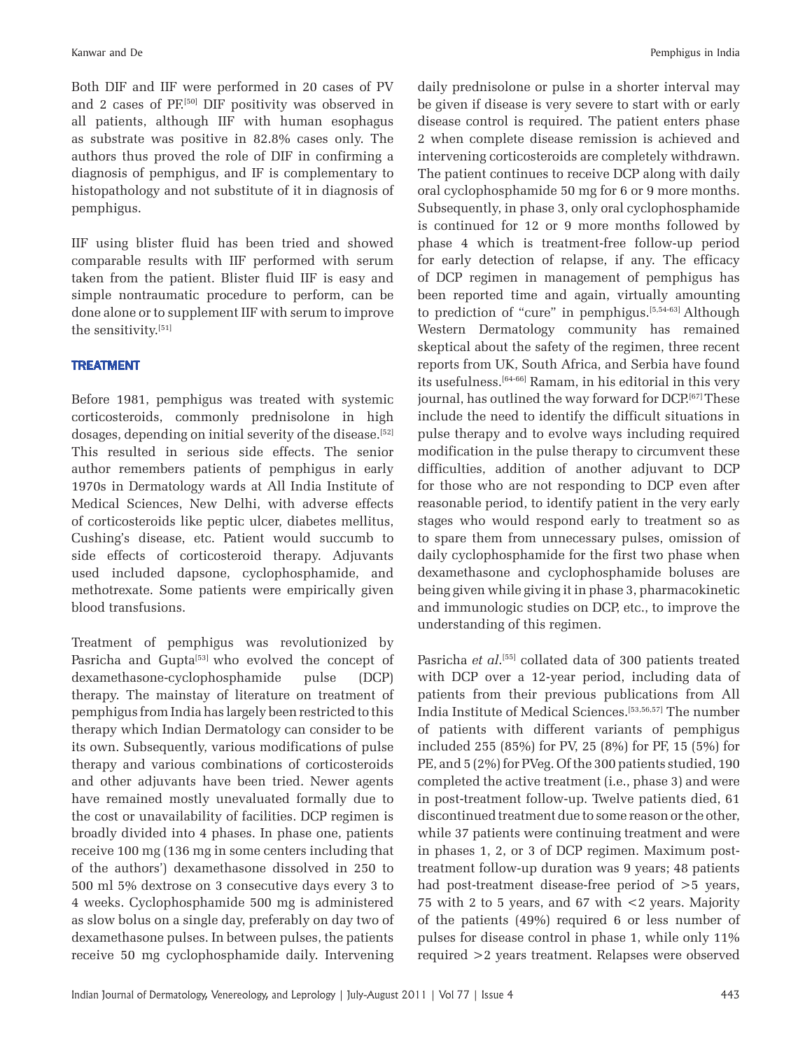Both DIF and IIF were performed in 20 cases of PV and 2 cases of PF.[50] DIF positivity was observed in all patients, although IIF with human esophagus as substrate was positive in 82.8% cases only. The authors thus proved the role of DIF in confirming a diagnosis of pemphigus, and IF is complementary to histopathology and not substitute of it in diagnosis of pemphigus.

IIF using blister fluid has been tried and showed comparable results with IIF performed with serum taken from the patient. Blister fluid IIF is easy and simple nontraumatic procedure to perform, can be done alone or to supplement IIF with serum to improve the sensitivity.[51]

## TREATMENT

Before 1981, pemphigus was treated with systemic corticosteroids, commonly prednisolone in high dosages, depending on initial severity of the disease.[52] This resulted in serious side effects. The senior author remembers patients of pemphigus in early 1970s in Dermatology wards at All India Institute of Medical Sciences, New Delhi, with adverse effects of corticosteroids like peptic ulcer, diabetes mellitus, Cushing's disease, etc. Patient would succumb to side effects of corticosteroid therapy. Adjuvants used included dapsone, cyclophosphamide, and methotrexate. Some patients were empirically given blood transfusions.

Treatment of pemphigus was revolutionized by Pasricha and Gupta[53] who evolved the concept of dexamethasone-cyclophosphamide pulse (DCP) therapy. The mainstay of literature on treatment of pemphigus from India has largely been restricted to this therapy which Indian Dermatology can consider to be its own. Subsequently, various modifications of pulse therapy and various combinations of corticosteroids and other adjuvants have been tried. Newer agents have remained mostly unevaluated formally due to the cost or unavailability of facilities. DCP regimen is broadly divided into 4 phases. In phase one, patients receive 100 mg (136 mg in some centers including that of the authors') dexamethasone dissolved in 250 to 500 ml 5% dextrose on 3 consecutive days every 3 to 4 weeks. Cyclophosphamide 500 mg is administered as slow bolus on a single day, preferably on day two of dexamethasone pulses. In between pulses, the patients receive 50 mg cyclophosphamide daily. Intervening daily prednisolone or pulse in a shorter interval may be given if disease is very severe to start with or early disease control is required. The patient enters phase 2 when complete disease remission is achieved and intervening corticosteroids are completely withdrawn. The patient continues to receive DCP along with daily oral cyclophosphamide 50 mg for 6 or 9 more months. Subsequently, in phase 3, only oral cyclophosphamide is continued for 12 or 9 more months followed by phase 4 which is treatment-free follow-up period for early detection of relapse, if any. The efficacy of DCP regimen in management of pemphigus has been reported time and again, virtually amounting to prediction of "cure" in pemphigus.[5,54-63] Although Western Dermatology community has remained skeptical about the safety of the regimen, three recent reports from UK, South Africa, and Serbia have found its usefulness.[64-66] Ramam, in his editorial in this very journal, has outlined the way forward for DCP.[67] These include the need to identify the difficult situations in pulse therapy and to evolve ways including required modification in the pulse therapy to circumvent these difficulties, addition of another adjuvant to DCP for those who are not responding to DCP even after reasonable period, to identify patient in the very early stages who would respond early to treatment so as to spare them from unnecessary pulses, omission of daily cyclophosphamide for the first two phase when dexamethasone and cyclophosphamide boluses are being given while giving it in phase 3, pharmacokinetic and immunologic studies on DCP, etc., to improve the understanding of this regimen.

Pasricha *et al*.[55] collated data of 300 patients treated with DCP over a 12-year period, including data of patients from their previous publications from All India Institute of Medical Sciences.[53,56,57] The number of patients with different variants of pemphigus included 255 (85%) for PV, 25 (8%) for PF, 15 (5%) for PE, and 5 (2%) for PVeg. Of the 300 patients studied, 190 completed the active treatment (i.e., phase 3) and were in post-treatment follow-up. Twelve patients died, 61 discontinued treatment due to some reason or the other, while 37 patients were continuing treatment and were in phases 1, 2, or 3 of DCP regimen. Maximum post-treatment follow-up duration was 9 years; 48 patients had post-treatment disease-free period of >5 years, 75 with 2 to 5 years, and 67 with <2 years. Majority of the patients (49%) required 6 or less number of pulses for disease control in phase 1, while only 11% required >2 years treatment. Relapses were observed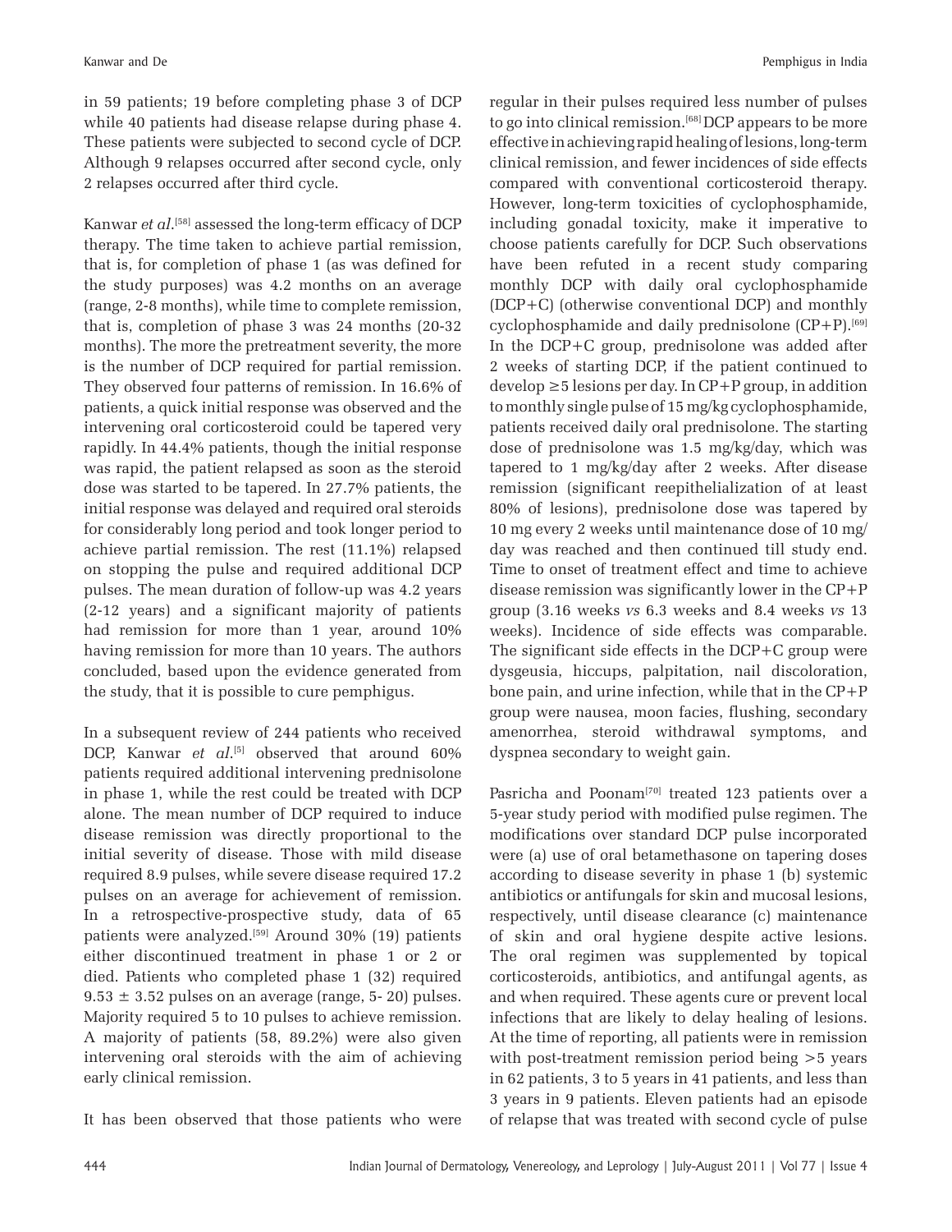in 59 patients; 19 before completing phase 3 of DCP while 40 patients had disease relapse during phase 4. These patients were subjected to second cycle of DCP. Although 9 relapses occurred after second cycle, only 2 relapses occurred after third cycle.

Kanwar *et al*.[58] assessed the long-term efficacy of DCP therapy. The time taken to achieve partial remission, that is, for completion of phase 1 (as was defined for the study purposes) was 4.2 months on an average (range, 2-8 months), while time to complete remission, that is, completion of phase 3 was 24 months (20-32 months). The more the pretreatment severity, the more is the number of DCP required for partial remission. They observed four patterns of remission. In 16.6% of patients, a quick initial response was observed and the intervening oral corticosteroid could be tapered very rapidly. In 44.4% patients, though the initial response was rapid, the patient relapsed as soon as the steroid dose was started to be tapered. In 27.7% patients, the initial response was delayed and required oral steroids for considerably long period and took longer period to achieve partial remission. The rest (11.1%) relapsed on stopping the pulse and required additional DCP pulses. The mean duration of follow-up was 4.2 years (2-12 years) and a significant majority of patients had remission for more than 1 year, around 10% having remission for more than 10 years. The authors concluded, based upon the evidence generated from the study, that it is possible to cure pemphigus.

In a subsequent review of 244 patients who received DCP, Kanwar *et al*.[5] observed that around 60% patients required additional intervening prednisolone in phase 1, while the rest could be treated with DCP alone. The mean number of DCP required to induce disease remission was directly proportional to the initial severity of disease. Those with mild disease required 8.9 pulses, while severe disease required 17.2 pulses on an average for achievement of remission. In a retrospective-prospective study, data of 65 patients were analyzed.[59] Around 30% (19) patients either discontinued treatment in phase 1 or 2 or died. Patients who completed phase 1 (32) required $9.53 \pm 3.52$ pulses on an average (range, 5- 20) pulses. Majority required 5 to 10 pulses to achieve remission. A majority of patients (58, 89.2%) were also given intervening oral steroids with the aim of achieving early clinical remission.

It has been observed that those patients who were regular in their pulses required less number of pulses to go into clinical remission.[68] DCP appears to be more effective in achieving rapid healing of lesions, long-term clinical remission, and fewer incidences of side effects compared with conventional corticosteroid therapy. However, long-term toxicities of cyclophosphamide, including gonadal toxicity, make it imperative to choose patients carefully for DCP. Such observations have been refuted in a recent study comparing monthly DCP with daily oral cyclophosphamide (DCP+C) (otherwise conventional DCP) and monthly cyclophosphamide and daily prednisolone (CP+P).[69] In the DCP+C group, prednisolone was added after 2 weeks of starting DCP, if the patient continued to develop $\geq 5$ lesions per day. In CP+P group, in addition to monthly single pulse of 15 mg/kg cyclophosphamide, patients received daily oral prednisolone. The starting dose of prednisolone was 1.5 mg/kg/day, which was tapered to 1 mg/kg/day after 2 weeks. After disease remission (significant reepithelialization of at least 80% of lesions), prednisolone dose was tapered by 10 mg every 2 weeks until maintenance dose of 10 mg/day was reached and then continued till study end. Time to onset of treatment effect and time to achieve disease remission was significantly lower in the CP+P group (3.16 weeks *vs* 6.3 weeks and 8.4 weeks *vs* 13 weeks). Incidence of side effects was comparable. The significant side effects in the DCP+C group were dysgeusia, hiccups, palpitation, nail discoloration, bone pain, and urine infection, while that in the CP+P group were nausea, moon facies, flushing, secondary amenorrhea, steroid withdrawal symptoms, and dyspnea secondary to weight gain.

Pasricha and Poonam[70] treated 123 patients over a 5-year study period with modified pulse regimen. The modifications over standard DCP pulse incorporated were (a) use of oral betamethasone on tapering doses according to disease severity in phase 1 (b) systemic antibiotics or antifungals for skin and mucosal lesions, respectively, until disease clearance (c) maintenance of skin and oral hygiene despite active lesions. The oral regimen was supplemented by topical corticosteroids, antibiotics, and antifungal agents, as and when required. These agents cure or prevent local infections that are likely to delay healing of lesions. At the time of reporting, all patients were in remission with post-treatment remission period being >5 years in 62 patients, 3 to 5 years in 41 patients, and less than 3 years in 9 patients. Eleven patients had an episode of relapse that was treated with second cycle of pulse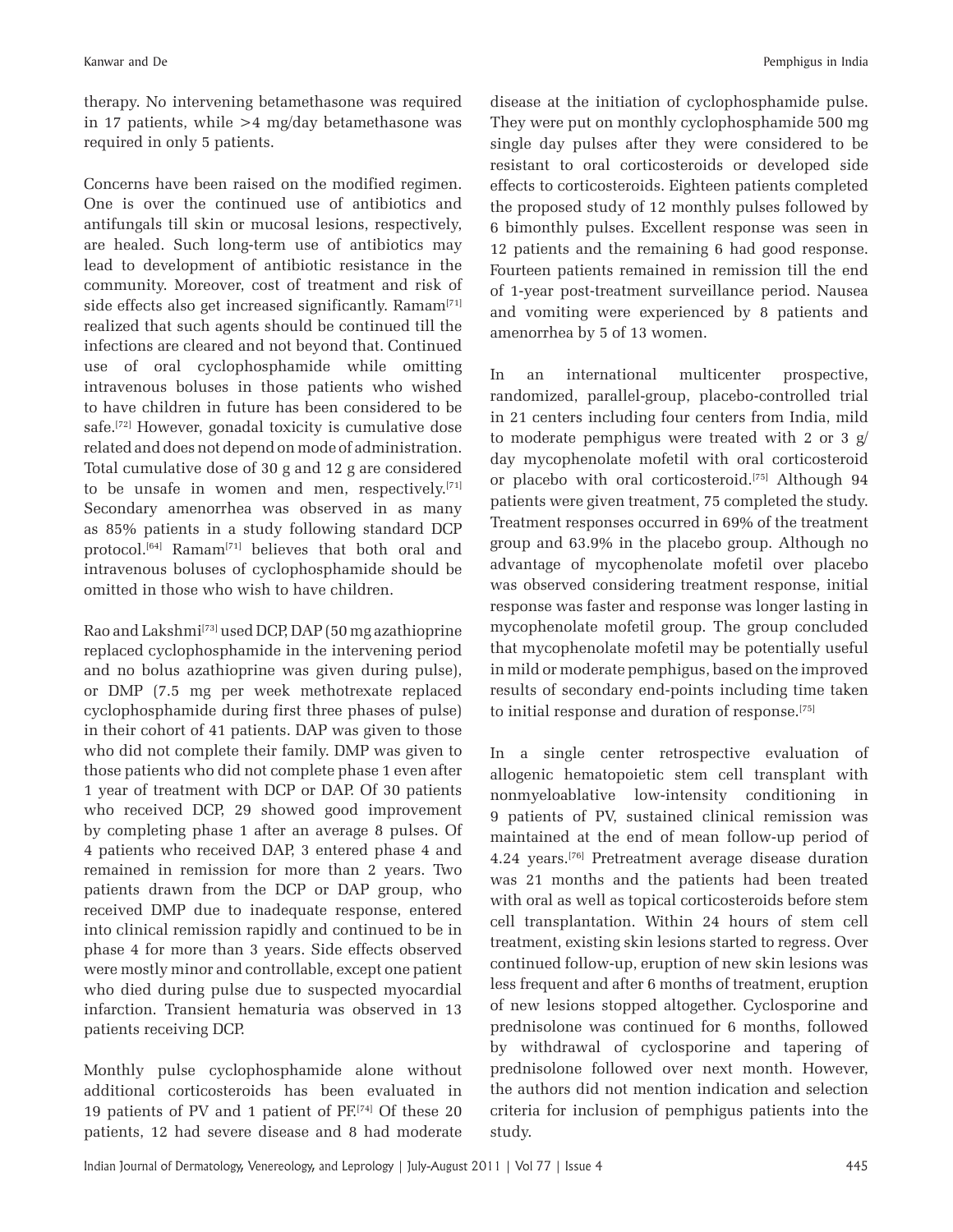therapy. No intervening betamethasone was required in 17 patients, while >4 mg/day betamethasone was required in only 5 patients.

Concerns have been raised on the modified regimen. One is over the continued use of antibiotics and antifungals till skin or mucosal lesions, respectively, are healed. Such long-term use of antibiotics may lead to development of antibiotic resistance in the community. Moreover, cost of treatment and risk of side effects also get increased significantly. Ramam[71] realized that such agents should be continued till the infections are cleared and not beyond that. Continued use of oral cyclophosphamide while omitting intravenous boluses in those patients who wished to have children in future has been considered to be safe.[72] However, gonadal toxicity is cumulative dose related and does not depend on mode of administration. Total cumulative dose of 30 g and 12 g are considered to be unsafe in women and men, respectively.[71] Secondary amenorrhea was observed in as many as 85% patients in a study following standard DCP protocol.[64] Ramam[71] believes that both oral and intravenous boluses of cyclophosphamide should be omitted in those who wish to have children.

Rao and Lakshmi[73] used DCP, DAP (50 mg azathioprine replaced cyclophosphamide in the intervening period and no bolus azathioprine was given during pulse), or DMP (7.5 mg per week methotrexate replaced cyclophosphamide during first three phases of pulse) in their cohort of 41 patients. DAP was given to those who did not complete their family. DMP was given to those patients who did not complete phase 1 even after 1 year of treatment with DCP or DAP. Of 30 patients who received DCP, 29 showed good improvement by completing phase 1 after an average 8 pulses. Of 4 patients who received DAP, 3 entered phase 4 and remained in remission for more than 2 years. Two patients drawn from the DCP or DAP group, who received DMP due to inadequate response, entered into clinical remission rapidly and continued to be in phase 4 for more than 3 years. Side effects observed were mostly minor and controllable, except one patient who died during pulse due to suspected myocardial infarction. Transient hematuria was observed in 13 patients receiving DCP.

Monthly pulse cyclophosphamide alone without additional corticosteroids has been evaluated in 19 patients of PV and 1 patient of PF.[74] Of these 20 patients, 12 had severe disease and 8 had moderate disease at the initiation of cyclophosphamide pulse. They were put on monthly cyclophosphamide 500 mg single day pulses after they were considered to be resistant to oral corticosteroids or developed side effects to corticosteroids. Eighteen patients completed the proposed study of 12 monthly pulses followed by 6 bimonthly pulses. Excellent response was seen in 12 patients and the remaining 6 had good response. Fourteen patients remained in remission till the end of 1-year post-treatment surveillance period. Nausea and vomiting were experienced by 8 patients and amenorrhea by 5 of 13 women.

In an international multicenter prospective, randomized, parallel-group, placebo-controlled trial in 21 centers including four centers from India, mild to moderate pemphigus were treated with 2 or 3 g/day mycophenolate mofetil with oral corticosteroid or placebo with oral corticosteroid.[75] Although 94 patients were given treatment, 75 completed the study. Treatment responses occurred in 69% of the treatment group and 63.9% in the placebo group. Although no advantage of mycophenolate mofetil over placebo was observed considering treatment response, initial response was faster and response was longer lasting in mycophenolate mofetil group. The group concluded that mycophenolate mofetil may be potentially useful in mild or moderate pemphigus, based on the improved results of secondary end-points including time taken to initial response and duration of response.[75]

In a single center retrospective evaluation of allogenic hematopoietic stem cell transplant with nonmyeloablative low-intensity conditioning in 9 patients of PV, sustained clinical remission was maintained at the end of mean follow-up period of 4.24 years.[76] Pretreatment average disease duration was 21 months and the patients had been treated with oral as well as topical corticosteroids before stem cell transplantation. Within 24 hours of stem cell treatment, existing skin lesions started to regress. Over continued follow-up, eruption of new skin lesions was less frequent and after 6 months of treatment, eruption of new lesions stopped altogether. Cyclosporine and prednisolone was continued for 6 months, followed by withdrawal of cyclosporine and tapering of prednisolone followed over next month. However, the authors did not mention indication and selection criteria for inclusion of pemphigus patients into the study.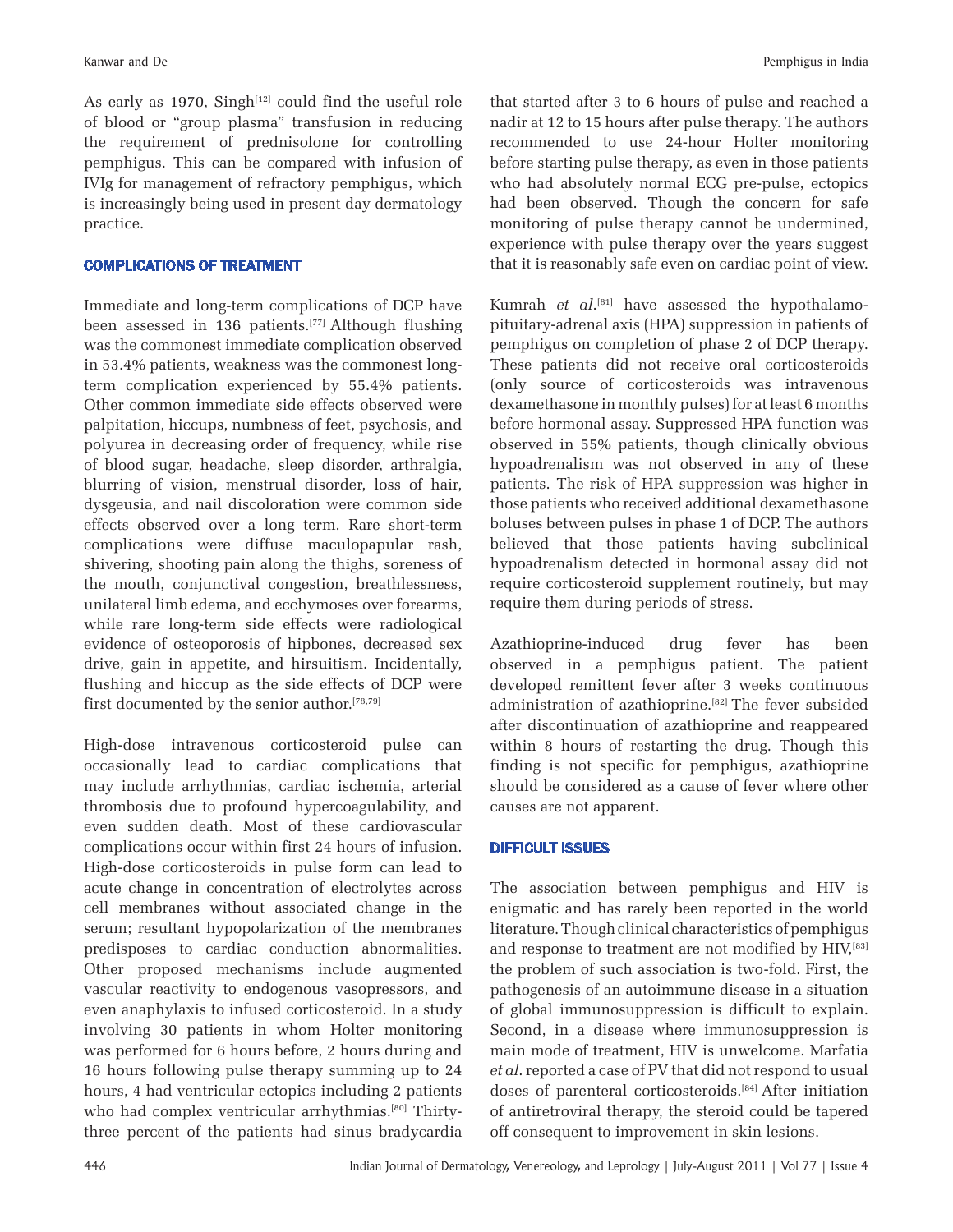As early as 1970, Singh[12] could find the useful role of blood or "group plasma" transfusion in reducing the requirement of prednisolone for controlling pemphigus. This can be compared with infusion of IVIg for management of refractory pemphigus, which is increasingly being used in present day dermatology practice.

## COMPLICATIONS OF TREATMENT

Immediate and long-term complications of DCP have been assessed in 136 patients.[77] Although flushing was the commonest immediate complication observed in 53.4% patients, weakness was the commonest long-term complication experienced by 55.4% patients. Other common immediate side effects observed were palpitation, hiccups, numbness of feet, psychosis, and polyurea in decreasing order of frequency, while rise of blood sugar, headache, sleep disorder, arthralgia, blurring of vision, menstrual disorder, loss of hair, dysgeusia, and nail discoloration were common side effects observed over a long term. Rare short-term complications were diffuse maculopapular rash, shivering, shooting pain along the thighs, soreness of the mouth, conjunctival congestion, breathlessness, unilateral limb edema, and ecchymoses over forearms, while rare long-term side effects were radiological evidence of osteoporosis of hipbones, decreased sex drive, gain in appetite, and hirsuitism. Incidentally, flushing and hiccup as the side effects of DCP were first documented by the senior author.[78,79]

High-dose intravenous corticosteroid pulse can occasionally lead to cardiac complications that may include arrhythmias, cardiac ischemia, arterial thrombosis due to profound hypercoagulability, and even sudden death. Most of these cardiovascular complications occur within first 24 hours of infusion. High-dose corticosteroids in pulse form can lead to acute change in concentration of electrolytes across cell membranes without associated change in the serum; resultant hypopolarization of the membranes predisposes to cardiac conduction abnormalities. Other proposed mechanisms include augmented vascular reactivity to endogenous vasopressors, and even anaphylaxis to infused corticosteroid. In a study involving 30 patients in whom Holter monitoring was performed for 6 hours before, 2 hours during and 16 hours following pulse therapy summing up to 24 hours, 4 had ventricular ectopics including 2 patients who had complex ventricular arrhythmias.[80] Thirty-three percent of the patients had sinus bradycardia that started after 3 to 6 hours of pulse and reached a nadir at 12 to 15 hours after pulse therapy. The authors recommended to use 24-hour Holter monitoring before starting pulse therapy, as even in those patients who had absolutely normal ECG pre-pulse, ectopics had been observed. Though the concern for safe monitoring of pulse therapy cannot be undermined, experience with pulse therapy over the years suggest that it is reasonably safe even on cardiac point of view.

Kumrah *et al*.[81] have assessed the hypothalamo-pituitary-adrenal axis (HPA) suppression in patients of pemphigus on completion of phase 2 of DCP therapy. These patients did not receive oral corticosteroids (only source of corticosteroids was intravenous dexamethasone in monthly pulses) for at least 6 months before hormonal assay. Suppressed HPA function was observed in 55% patients, though clinically obvious hypoadrenalism was not observed in any of these patients. The risk of HPA suppression was higher in those patients who received additional dexamethasone boluses between pulses in phase 1 of DCP. The authors believed that those patients having subclinical hypoadrenalism detected in hormonal assay did not require corticosteroid supplement routinely, but may require them during periods of stress.

Azathioprine-induced drug fever has been observed in a pemphigus patient. The patient developed remittent fever after 3 weeks continuous administration of azathioprine.[82] The fever subsided after discontinuation of azathioprine and reappeared within 8 hours of restarting the drug. Though this finding is not specific for pemphigus, azathioprine should be considered as a cause of fever where other causes are not apparent.

## DIFFICULT ISSUES

The association between pemphigus and HIV is enigmatic and has rarely been reported in the world literature. Though clinical characteristics of pemphigus and response to treatment are not modified by HIV,[83] the problem of such association is two-fold. First, the pathogenesis of an autoimmune disease in a situation of global immunosuppression is difficult to explain. Second, in a disease where immunosuppression is main mode of treatment, HIV is unwelcome. Marfatia *et al*. reported a case of PV that did not respond to usual doses of parenteral corticosteroids.[84] After initiation of antiretroviral therapy, the steroid could be tapered off consequent to improvement in skin lesions.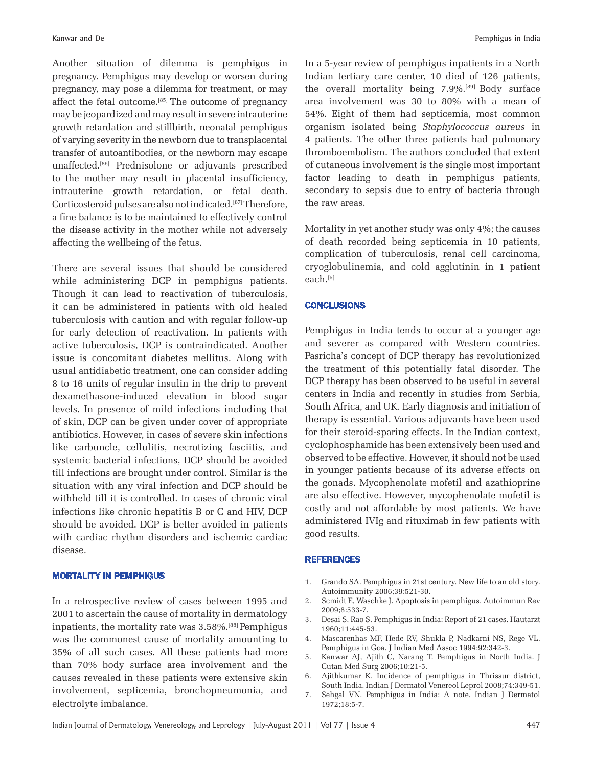Another situation of dilemma is pemphigus in pregnancy. Pemphigus may develop or worsen during pregnancy, may pose a dilemma for treatment, or may affect the fetal outcome.[85] The outcome of pregnancy may be jeopardized and may result in severe intrauterine growth retardation and stillbirth, neonatal pemphigus of varying severity in the newborn due to transplacental transfer of autoantibodies, or the newborn may escape unaffected.[86] Prednisolone or adjuvants prescribed to the mother may result in placental insufficiency, intrauterine growth retardation, or fetal death. Corticosteroid pulses are also not indicated.[87] Therefore, a fine balance is to be maintained to effectively control the disease activity in the mother while not adversely affecting the wellbeing of the fetus.

There are several issues that should be considered while administering DCP in pemphigus patients. Though it can lead to reactivation of tuberculosis, it can be administered in patients with old healed tuberculosis with caution and with regular follow-up for early detection of reactivation. In patients with active tuberculosis, DCP is contraindicated. Another issue is concomitant diabetes mellitus. Along with usual antidiabetic treatment, one can consider adding 8 to 16 units of regular insulin in the drip to prevent dexamethasone-induced elevation in blood sugar levels. In presence of mild infections including that of skin, DCP can be given under cover of appropriate antibiotics. However, in cases of severe skin infections like carbuncle, cellulitis, necrotizing fasciitis, and systemic bacterial infections, DCP should be avoided till infections are brought under control. Similar is the situation with any viral infection and DCP should be withheld till it is controlled. In cases of chronic viral infections like chronic hepatitis B or C and HIV, DCP should be avoided. DCP is better avoided in patients with cardiac rhythm disorders and ischemic cardiac disease.

## MORTALITY IN PEMPHIGUS

In a retrospective review of cases between 1995 and 2001 to ascertain the cause of mortality in dermatology inpatients, the mortality rate was 3.58%.[88] Pemphigus was the commonest cause of mortality amounting to 35% of all such cases. All these patients had more than 70% body surface area involvement and the causes revealed in these patients were extensive skin involvement, septicemia, bronchopneumonia, and electrolyte imbalance.

In a 5-year review of pemphigus inpatients in a North Indian tertiary care center, 10 died of 126 patients, the overall mortality being 7.9%.[89] Body surface area involvement was 30 to 80% with a mean of 54%. Eight of them had septicemia, most common organism isolated being *Staphylococcus aureus* in 4 patients. The other three patients had pulmonary thromboembolism. The authors concluded that extent of cutaneous involvement is the single most important factor leading to death in pemphigus patients, secondary to sepsis due to entry of bacteria through the raw areas.

Mortality in yet another study was only 4%; the causes of death recorded being septicemia in 10 patients, complication of tuberculosis, renal cell carcinoma, cryoglobulinemia, and cold agglutinin in 1 patient each.[5]

## CONCLUSIONS

Pemphigus in India tends to occur at a younger age and severer as compared with Western countries. Pasricha's concept of DCP therapy has revolutionized the treatment of this potentially fatal disorder. The DCP therapy has been observed to be useful in several centers in India and recently in studies from Serbia, South Africa, and UK. Early diagnosis and initiation of therapy is essential. Various adjuvants have been used for their steroid-sparing effects. In the Indian context, cyclophosphamide has extensively been used and observed to be effective. However, it should not be used in younger patients because of its adverse effects on the gonads. Mycophenolate mofetil and azathioprine are also effective. However, mycophenolate mofetil is costly and not affordable by most patients. We have administered IVIg and rituximab in few patients with good results.

## REFERENCES

1. Grando SA. Pemphigus in 21st century. New life to an old story. Autoimmunity 2006;39:521-30.
2. Scmidt E, Waschke J. Apoptosis in pemphigus. Autoimmun Rev 2009;8:533-7.
3. Desai S, Rao S. Pemphigus in India: Report of 21 cases. Hautarzt 1960;11:445-53.
4. Mascarenhas MF, Hede RV, Shukla P, Nadkarni NS, Rege VL. Pemphigus in Goa. J Indian Med Assoc 1994;92:342-3.
5. Kanwar AJ, Ajith C, Narang T. Pemphigus in North India. J Cutan Med Surg 2006;10:21-5.
6. Ajithkumar K. Incidence of pemphigus in Thrissur district, South India. Indian J Dermatol Venereol Leprol 2008;74:349-51.
7. Sehgal VN. Pemphigus in India: A note. Indian J Dermatol 1972;18:5-7.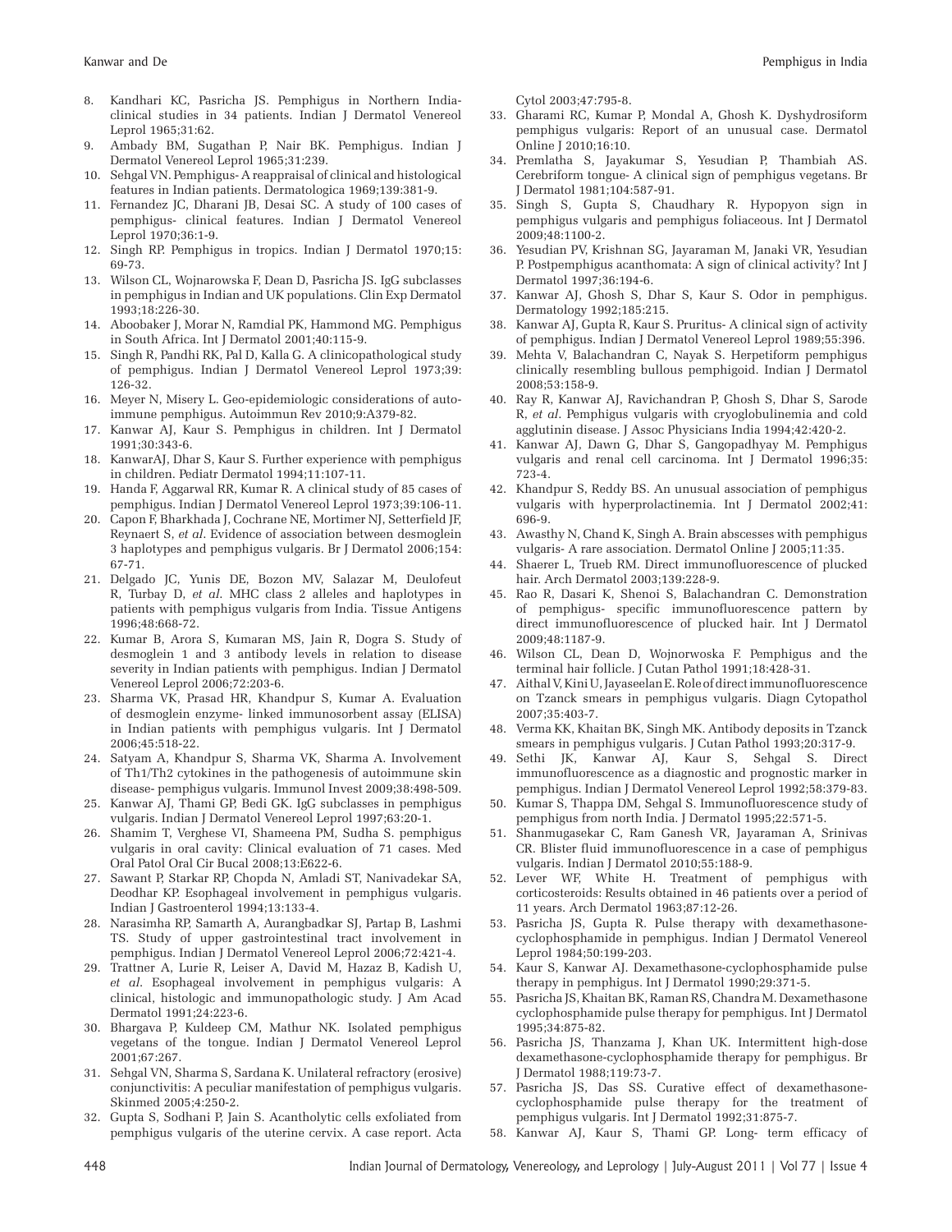8. Kandhari KC, Pasricha JS. Pemphigus in Northern India-clinical studies in 34 patients. Indian J Dermatol Venereol Leprol 1965;31:62.
9. Ambady BM, Sugathan P, Nair BK. Pemphigus. Indian J Dermatol Venereol Leprol 1965;31:239.
10. Sehgal VN. Pemphigus- A reappraisal of clinical and histological features in Indian patients. Dermatologica 1969;139:381-9.
11. Fernandez JC, Dharani JB, Desai SC. A study of 100 cases of pemphigus- clinical features. Indian J Dermatol Venereol Leprol 1970;36:1-9.
12. Singh RP. Pemphigus in tropics. Indian J Dermatol 1970;15: 69-73.
13. Wilson CL, Wojnarowska F, Dean D, Pasricha JS. IgG subclasses in pemphigus in Indian and UK populations. Clin Exp Dermatol 1993;18:226-30.
14. Aboobaker J, Morar N, Ramdial PK, Hammond MG. Pemphigus in South Africa. Int J Dermatol 2001;40:115-9.
15. Singh R, Pandhi RK, Pal D, Kalla G. A clinicopathological study of pemphigus. Indian J Dermatol Venereol Leprol 1973;39: 126-32.
16. Meyer N, Misery L. Geo-epidemiologic considerations of auto-immune pemphigus. Autoimmun Rev 2010;9:A379-82.
17. Kanwar AJ, Kaur S. Pemphigus in children. Int J Dermatol 1991;30:343-6.
18. KanwarAJ, Dhar S, Kaur S. Further experience with pemphigus in children. Pediatr Dermatol 1994;11:107-11.
19. Handa F, Aggarwal RR, Kumar R. A clinical study of 85 cases of pemphigus. Indian J Dermatol Venereol Leprol 1973;39:106-11.
20. Capon F, Bharkhada J, Cochrane NE, Mortimer NJ, Setterfield JF, Reynaert S, *et al*. Evidence of association between desmoglein 3 haplotypes and pemphigus vulgaris. Br J Dermatol 2006;154: 67-71.
21. Delgado JC, Yunis DE, Bozon MV, Salazar M, Deulofeut R, Turbay D, *et al*. MHC class 2 alleles and haplotypes in patients with pemphigus vulgaris from India. Tissue Antigens 1996;48:668-72.
22. Kumar B, Arora S, Kumaran MS, Jain R, Dogra S. Study of desmoglein 1 and 3 antibody levels in relation to disease severity in Indian patients with pemphigus. Indian J Dermatol Venereol Leprol 2006;72:203-6.
23. Sharma VK, Prasad HR, Khandpur S, Kumar A. Evaluation of desmoglein enzyme- linked immunosorbent assay (ELISA) in Indian patients with pemphigus vulgaris. Int J Dermatol 2006;45:518-22.
24. Satyam A, Khandpur S, Sharma VK, Sharma A. Involvement of Th1/Th2 cytokines in the pathogenesis of autoimmune skin disease- pemphigus vulgaris. Immunol Invest 2009;38:498-509.
25. Kanwar AJ, Thami GP, Bedi GK. IgG subclasses in pemphigus vulgaris. Indian J Dermatol Venereol Leprol 1997;63:20-1.
26. Shamim T, Verghese VI, Shameena PM, Sudha S. pemphigus vulgaris in oral cavity: Clinical evaluation of 71 cases. Med Oral Patol Oral Cir Bucal 2008;13:E622-6.
27. Sawant P, Starkar RP, Chopda N, Amladi ST, Nanivadekar SA, Deodhar KP. Esophageal involvement in pemphigus vulgaris. Indian J Gastroenterol 1994;13:133-4.
28. Narasimha RP, Samarth A, Aurangbadkar SJ, Partap B, Lashmi TS. Study of upper gastrointestinal tract involvement in pemphigus. Indian J Dermatol Venereol Leprol 2006;72:421-4.
29. Trattner A, Lurie R, Leiser A, David M, Hazaz B, Kadish U, *et al*. Esophageal involvement in pemphigus vulgaris: A clinical, histologic and immunopathologic study. J Am Acad Dermatol 1991;24:223-6.
30. Bhargava P, Kuldeep CM, Mathur NK. Isolated pemphigus vegetans of the tongue. Indian J Dermatol Venereol Leprol 2001;67:267.
31. Sehgal VN, Sharma S, Sardana K. Unilateral refractory (erosive) conjunctivitis: A peculiar manifestation of pemphigus vulgaris. Skinmed 2005;4:250-2.
32. Gupta S, Sodhani P, Jain S. Acantholytic cells exfoliated from pemphigus vulgaris of the uterine cervix. A case report. Acta Cytol 2003;47:795-8.
33. Gharami RC, Kumar P, Mondal A, Ghosh K. Dyshydrosiform pemphigus vulgaris: Report of an unusual case. Dermatol Online J 2010;16:10.
34. Premlatha S, Jayakumar S, Yesudian P, Thambiah AS. Cerebriform tongue- A clinical sign of pemphigus vegetans. Br J Dermatol 1981;104:587-91.
35. Singh S, Gupta S, Chaudhary R. Hypopyon sign in pemphigus vulgaris and pemphigus foliaceous. Int J Dermatol 2009;48:1100-2.
36. Yesudian PV, Krishnan SG, Jayaraman M, Janaki VR, Yesudian P. Postpemphigus acanthomata: A sign of clinical activity? Int J Dermatol 1997;36:194-6.
37. Kanwar AJ, Ghosh S, Dhar S, Kaur S. Odor in pemphigus. Dermatology 1992;185:215.
38. Kanwar AJ, Gupta R, Kaur S. Pruritus- A clinical sign of activity of pemphigus. Indian J Dermatol Venereol Leprol 1989;55:396.
39. Mehta V, Balachandran C, Nayak S. Herpetiform pemphigus clinically resembling bullous pemphigoid. Indian J Dermatol 2008;53:158-9.
40. Ray R, Kanwar AJ, Ravichandran P, Ghosh S, Dhar S, Sarode R, *et al*. Pemphigus vulgaris with cryoglobulinemia and cold agglutinin disease. J Assoc Physicians India 1994;42:420-2.
41. Kanwar AJ, Dawn G, Dhar S, Gangopadhyay M. Pemphigus vulgaris and renal cell carcinoma. Int J Dermatol 1996;35: 723-4.
42. Khandpur S, Reddy BS. An unusual association of pemphigus vulgaris with hyperprolactinemia. Int J Dermatol 2002;41: 696-9.
43. Awasthy N, Chand K, Singh A. Brain abscesses with pemphigus vulgaris- A rare association. Dermatol Online J 2005;11:35.
44. Shaerer L, Trueb RM. Direct immunofluorescence of plucked hair. Arch Dermatol 2003;139:228-9.
45. Rao R, Dasari K, Shenoi S, Balachandran C. Demonstration of pemphigus- specific immunofluorescence pattern by direct immunofluorescence of plucked hair. Int J Dermatol 2009;48:1187-9.
46. Wilson CL, Dean D, Wojnorwoska F. Pemphigus and the terminal hair follicle. J Cutan Pathol 1991;18:428-31.
47. Aithal V, Kini U, Jayaseelan E. Role of direct immunofluorescence on Tzanck smears in pemphigus vulgaris. Diagn Cytopathol 2007;35:403-7.
48. Verma KK, Khaitan BK, Singh MK. Antibody deposits in Tzanck smears in pemphigus vulgaris. J Cutan Pathol 1993;20:317-9.
49. Sethi JK, Kanwar AJ, Kaur S, Sehgal S. Direct immunofluorescence as a diagnostic and prognostic marker in pemphigus. Indian J Dermatol Venereol Leprol 1992;58:379-83.
50. Kumar S, Thappa DM, Sehgal S. Immunofluorescence study of pemphigus from north India. J Dermatol 1995;22:571-5.
51. Shanmugasekar C, Ram Ganesh VR, Jayaraman A, Srinivas CR. Blister fluid immunofluorescence in a case of pemphigus vulgaris. Indian J Dermatol 2010;55:188-9.
52. Lever WF, White H. Treatment of pemphigus with corticosteroids: Results obtained in 46 patients over a period of 11 years. Arch Dermatol 1963;87:12-26.
53. Pasricha JS, Gupta R. Pulse therapy with dexamethasone-cyclophosphamide in pemphigus. Indian J Dermatol Venereol Leprol 1984;50:199-203.
54. Kaur S, Kanwar AJ. Dexamethasone-cyclophosphamide pulse therapy in pemphigus. Int J Dermatol 1990;29:371-5.
55. Pasricha JS, Khaitan BK, Raman RS, Chandra M. Dexamethasone cyclophosphamide pulse therapy for pemphigus. Int J Dermatol 1995;34:875-82.
56. Pasricha JS, Thanzama J, Khan UK. Intermittent high-dose dexamethasone-cyclophosphamide therapy for pemphigus. Br J Dermatol 1988;119:73-7.
57. Pasricha JS, Das SS. Curative effect of dexamethasone-cyclophosphamide pulse therapy for the treatment of pemphigus vulgaris. Int J Dermatol 1992;31:875-7.
58. Kanwar AJ, Kaur S, Thami GP. Long- term efficacy of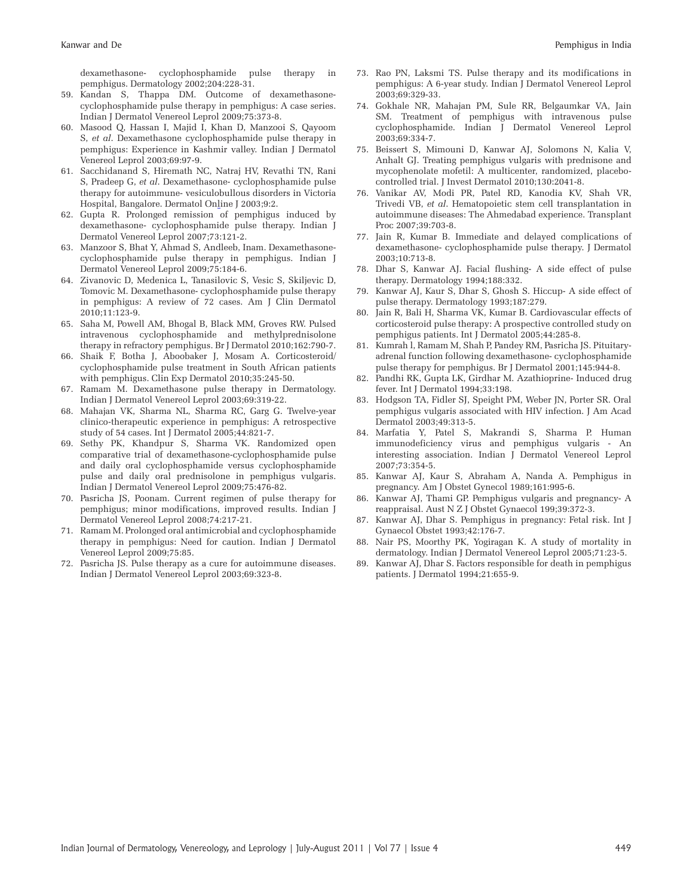dexamethasone- cyclophosphamide pulse therapy in pemphigus. Dermatology 2002;204:228-31.

59. Kandan S, Thappa DM. Outcome of dexamethasone-cyclophosphamide pulse therapy in pemphigus: A case series. Indian J Dermatol Venereol Leprol 2009;75:373-8.
60. Masood Q, Hassan I, Majid I, Khan D, Manzooi S, Qayoom S, *et al*. Dexamethasone cyclophosphamide pulse therapy in pemphigus: Experience in Kashmir valley. Indian J Dermatol Venereol Leprol 2003;69:97-9.
61. Sacchidanand S, Hiremath NC, Natraj HV, Revathi TN, Rani S, Pradeep G, *et al*. Dexamethasone- cyclophosphamide pulse therapy for autoimmune- vesiculobullous disorders in Victoria Hospital, Bangalore. Dermatol Online J 2003;9:2.
62. Gupta R. Prolonged remission of pemphigus induced by dexamethasone- cyclophosphamide pulse therapy. Indian J Dermatol Venereol Leprol 2007;73:121-2.
63. Manzoor S, Bhat Y, Ahmad S, Andleeb, Inam. Dexamethasone-cyclophosphamide pulse therapy in pemphigus. Indian J Dermatol Venereol Leprol 2009;75:184-6.
64. Zivanovic D, Medenica L, Tanasilovic S, Vesic S, Skiljevic D, Tomovic M. Dexamethasone- cyclophosphamide pulse therapy in pemphigus: A review of 72 cases. Am J Clin Dermatol 2010;11:123-9.
65. Saha M, Powell AM, Bhogal B, Black MM, Groves RW. Pulsed intravenous cyclophosphamide and methylprednisolone therapy in refractory pemphigus. Br J Dermatol 2010;162:790-7.
66. Shaik F, Botha J, Aboobaker J, Mosam A. Corticosteroid/cyclophosphamide pulse treatment in South African patients with pemphigus. Clin Exp Dermatol 2010;35:245-50.
67. Ramam M. Dexamethasone pulse therapy in Dermatology. Indian J Dermatol Venereol Leprol 2003;69:319-22.
68. Mahajan VK, Sharma NL, Sharma RC, Garg G. Twelve-year clinico-therapeutic experience in pemphigus: A retrospective study of 54 cases. Int J Dermatol 2005;44:821-7.
69. Sethy PK, Khandpur S, Sharma VK. Randomized open comparative trial of dexamethasone-cyclophosphamide pulse and daily oral cyclophosphamide versus cyclophosphamide pulse and daily oral prednisolone in pemphigus vulgaris. Indian J Dermatol Venereol Leprol 2009;75:476-82.
70. Pasricha JS, Poonam. Current regimen of pulse therapy for pemphigus; minor modifications, improved results. Indian J Dermatol Venereol Leprol 2008;74:217-21.
71. Ramam M. Prolonged oral antimicrobial and cyclophosphamide therapy in pemphigus: Need for caution. Indian J Dermatol Venereol Leprol 2009;75:85.
72. Pasricha JS. Pulse therapy as a cure for autoimmune diseases. Indian J Dermatol Venereol Leprol 2003;69:323-8.
73. Rao PN, Laksmi TS. Pulse therapy and its modifications in pemphigus: A 6-year study. Indian J Dermatol Venereol Leprol 2003;69:329-33.
74. Gokhale NR, Mahajan PM, Sule RR, Belgaumkar VA, Jain SM. Treatment of pemphigus with intravenous pulse cyclophosphamide. Indian J Dermatol Venereol Leprol 2003;69:334-7.
75. Beissert S, Mimouni D, Kanwar AJ, Solomons N, Kalia V, Anhalt GJ. Treating pemphigus vulgaris with prednisone and mycophenolate mofetil: A multicenter, randomized, placebo-controlled trial. J Invest Dermatol 2010;130:2041-8.
76. Vanikar AV, Modi PR, Patel RD, Kanodia KV, Shah VR, Trivedi VB, *et al*. Hematopoietic stem cell transplantation in autoimmune diseases: The Ahmedabad experience. Transplant Proc 2007;39:703-8.
77. Jain R, Kumar B. Immediate and delayed complications of dexamethasone- cyclophosphamide pulse therapy. J Dermatol 2003;10:713-8.
78. Dhar S, Kanwar AJ. Facial flushing- A side effect of pulse therapy. Dermatology 1994;188:332.
79. Kanwar AJ, Kaur S, Dhar S, Ghosh S. Hiccup- A side effect of pulse therapy. Dermatology 1993;187:279.
80. Jain R, Bali H, Sharma VK, Kumar B. Cardiovascular effects of corticosteroid pulse therapy: A prospective controlled study on pemphigus patients. Int J Dermatol 2005;44:285-8.
81. Kumrah l, Ramam M, Shah P, Pandey RM, Pasricha JS. Pituitary-adrenal function following dexamethasone- cyclophosphamide pulse therapy for pemphigus. Br J Dermatol 2001;145:944-8.
82. Pandhi RK, Gupta LK, Girdhar M. Azathioprine- Induced drug fever. Int J Dermatol 1994;33:198.
83. Hodgson TA, Fidler SJ, Speight PM, Weber JN, Porter SR. Oral pemphigus vulgaris associated with HIV infection. J Am Acad Dermatol 2003;49:313-5.
84. Marfatia Y, Patel S, Makrandi S, Sharma P. Human immunodeficiency virus and pemphigus vulgaris - An interesting association. Indian J Dermatol Venereol Leprol 2007;73:354-5.
85. Kanwar AJ, Kaur S, Abraham A, Nanda A. Pemphigus in pregnancy. Am J Obstet Gynecol 1989;161:995-6.
86. Kanwar AJ, Thami GP. Pemphigus vulgaris and pregnancy- A reappraisal. Aust N Z J Obstet Gynaecol 199;39:372-3.
87. Kanwar AJ, Dhar S. Pemphigus in pregnancy: Fetal risk. Int J Gynaecol Obstet 1993;42:176-7.
88. Nair PS, Moorthy PK, Yogiragan K. A study of mortality in dermatology. Indian J Dermatol Venereol Leprol 2005;71:23-5.
89. Kanwar AJ, Dhar S. Factors responsible for death in pemphigus patients. J Dermatol 1994;21:655-9.